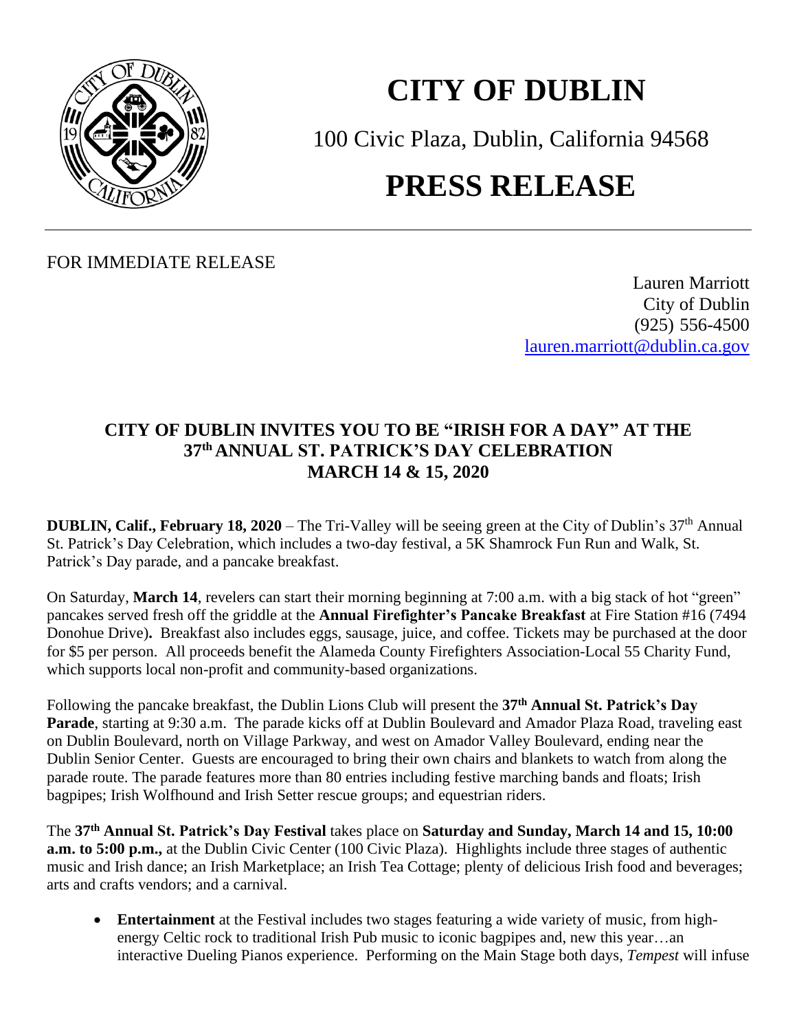# CITY OF DUBLIN

100 Civic Plaza, Dublin, California 94568

# PRESS RELEASE

FOR IMMEDIATE RELEASE

Lauren Marriott
City of Dublin
(925) 556-4500
lauren.marriott@dublin.ca.gov

## CITY OF DUBLIN INVITES YOU TO BE "IRISH FOR A DAY" AT THE 37th ANNUAL ST. PATRICK'S DAY CELEBRATION MARCH 14 & 15, 2020

**DUBLIN, Calif., February 18, 2020** – The Tri-Valley will be seeing green at the City of Dublin's 37th Annual St. Patrick's Day Celebration, which includes a two-day festival, a 5K Shamrock Fun Run and Walk, St. Patrick's Day parade, and a pancake breakfast.

On Saturday, **March 14**, revelers can start their morning beginning at 7:00 a.m. with a big stack of hot "green" pancakes served fresh off the griddle at the **Annual Firefighter's Pancake Breakfast** at Fire Station #16 (7494 Donohue Drive)**.** Breakfast also includes eggs, sausage, juice, and coffee. Tickets may be purchased at the door for $5 per person. All proceeds benefit the Alameda County Firefighters Association-Local 55 Charity Fund, which supports local non-profit and community-based organizations.

Following the pancake breakfast, the Dublin Lions Club will present the **37th Annual St. Patrick's Day Parade**, starting at 9:30 a.m. The parade kicks off at Dublin Boulevard and Amador Plaza Road, traveling east on Dublin Boulevard, north on Village Parkway, and west on Amador Valley Boulevard, ending near the Dublin Senior Center. Guests are encouraged to bring their own chairs and blankets to watch from along the parade route. The parade features more than 80 entries including festive marching bands and floats; Irish bagpipes; Irish Wolfhound and Irish Setter rescue groups; and equestrian riders.

The **37th Annual St. Patrick's Day Festival** takes place on **Saturday and Sunday, March 14 and 15, 10:00 a.m. to 5:00 p.m.,** at the Dublin Civic Center (100 Civic Plaza). Highlights include three stages of authentic music and Irish dance; an Irish Marketplace; an Irish Tea Cottage; plenty of delicious Irish food and beverages; arts and crafts vendors; and a carnival.

- **Entertainment** at the Festival includes two stages featuring a wide variety of music, from high-energy Celtic rock to traditional Irish Pub music to iconic bagpipes and, new this year…an interactive Dueling Pianos experience. Performing on the Main Stage both days, *Tempest* will infuse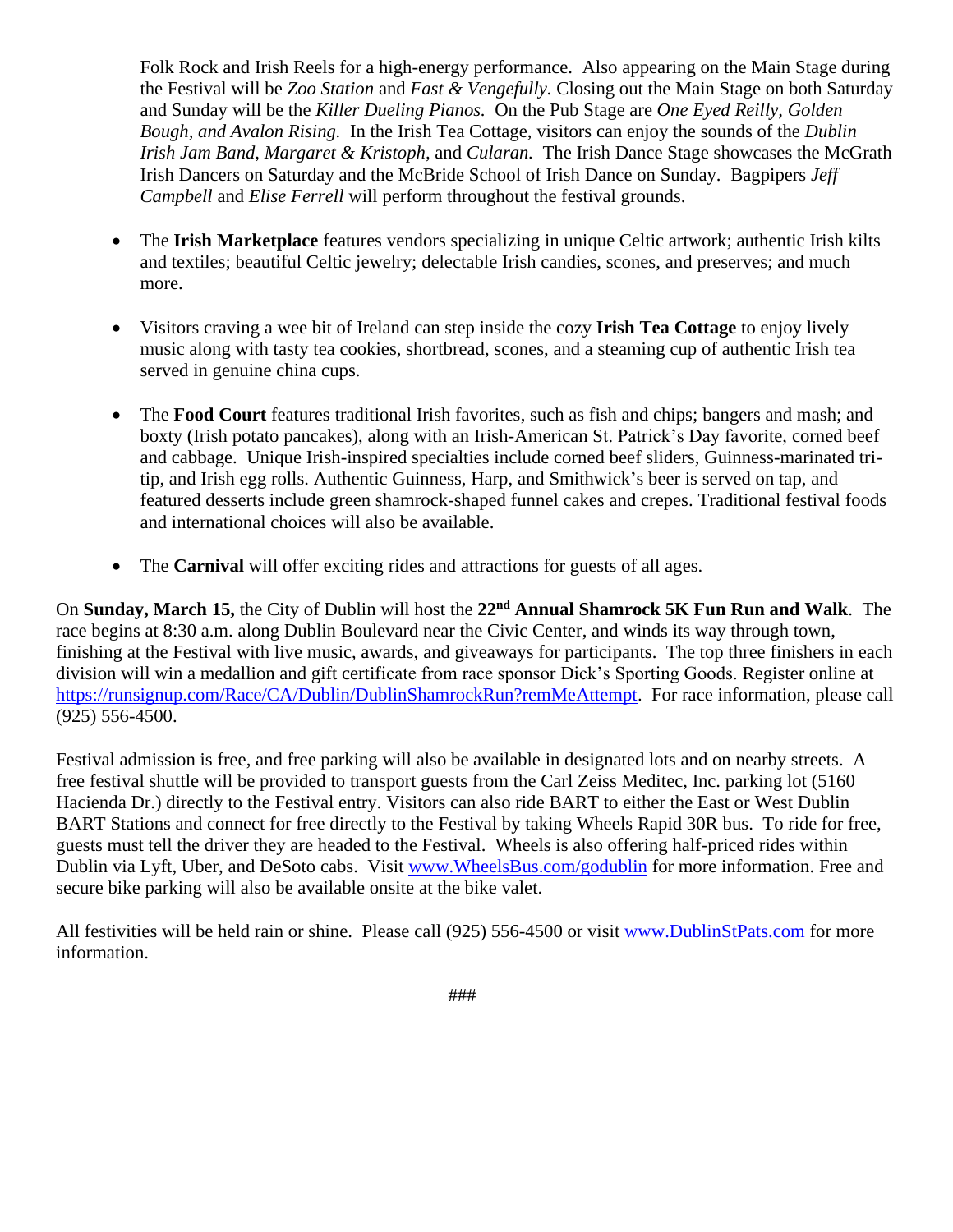Folk Rock and Irish Reels for a high-energy performance. Also appearing on the Main Stage during the Festival will be *Zoo Station* and *Fast & Vengefully.* Closing out the Main Stage on both Saturday and Sunday will be the *Killer Dueling Pianos.* On the Pub Stage are *One Eyed Reilly, Golden Bough, and Avalon Rising.* In the Irish Tea Cottage, visitors can enjoy the sounds of the *Dublin Irish Jam Band, Margaret & Kristoph,* and *Cularan.* The Irish Dance Stage showcases the McGrath Irish Dancers on Saturday and the McBride School of Irish Dance on Sunday. Bagpipers *Jeff Campbell* and *Elise Ferrell* will perform throughout the festival grounds.

- The **Irish Marketplace** features vendors specializing in unique Celtic artwork; authentic Irish kilts and textiles; beautiful Celtic jewelry; delectable Irish candies, scones, and preserves; and much more.

- Visitors craving a wee bit of Ireland can step inside the cozy **Irish Tea Cottage** to enjoy lively music along with tasty tea cookies, shortbread, scones, and a steaming cup of authentic Irish tea served in genuine china cups.

- The **Food Court** features traditional Irish favorites, such as fish and chips; bangers and mash; and boxty (Irish potato pancakes), along with an Irish-American St. Patrick's Day favorite, corned beef and cabbage. Unique Irish-inspired specialties include corned beef sliders, Guinness-marinated tri-tip, and Irish egg rolls. Authentic Guinness, Harp, and Smithwick's beer is served on tap, and featured desserts include green shamrock-shaped funnel cakes and crepes. Traditional festival foods and international choices will also be available.

- The **Carnival** will offer exciting rides and attractions for guests of all ages.

On **Sunday, March 15,** the City of Dublin will host the **22nd Annual Shamrock 5K Fun Run and Walk**. The race begins at 8:30 a.m. along Dublin Boulevard near the Civic Center, and winds its way through town, finishing at the Festival with live music, awards, and giveaways for participants. The top three finishers in each division will win a medallion and gift certificate from race sponsor Dick's Sporting Goods. Register online at https://runsignup.com/Race/CA/Dublin/DublinShamrockRun?remMeAttempt. For race information, please call (925) 556-4500.

Festival admission is free, and free parking will also be available in designated lots and on nearby streets. A free festival shuttle will be provided to transport guests from the Carl Zeiss Meditec, Inc. parking lot (5160 Hacienda Dr.) directly to the Festival entry. Visitors can also ride BART to either the East or West Dublin BART Stations and connect for free directly to the Festival by taking Wheels Rapid 30R bus. To ride for free, guests must tell the driver they are headed to the Festival. Wheels is also offering half-priced rides within Dublin via Lyft, Uber, and DeSoto cabs. Visit www.WheelsBus.com/godublin for more information. Free and secure bike parking will also be available onsite at the bike valet.

All festivities will be held rain or shine. Please call (925) 556-4500 or visit www.DublinStPats.com for more information.

###